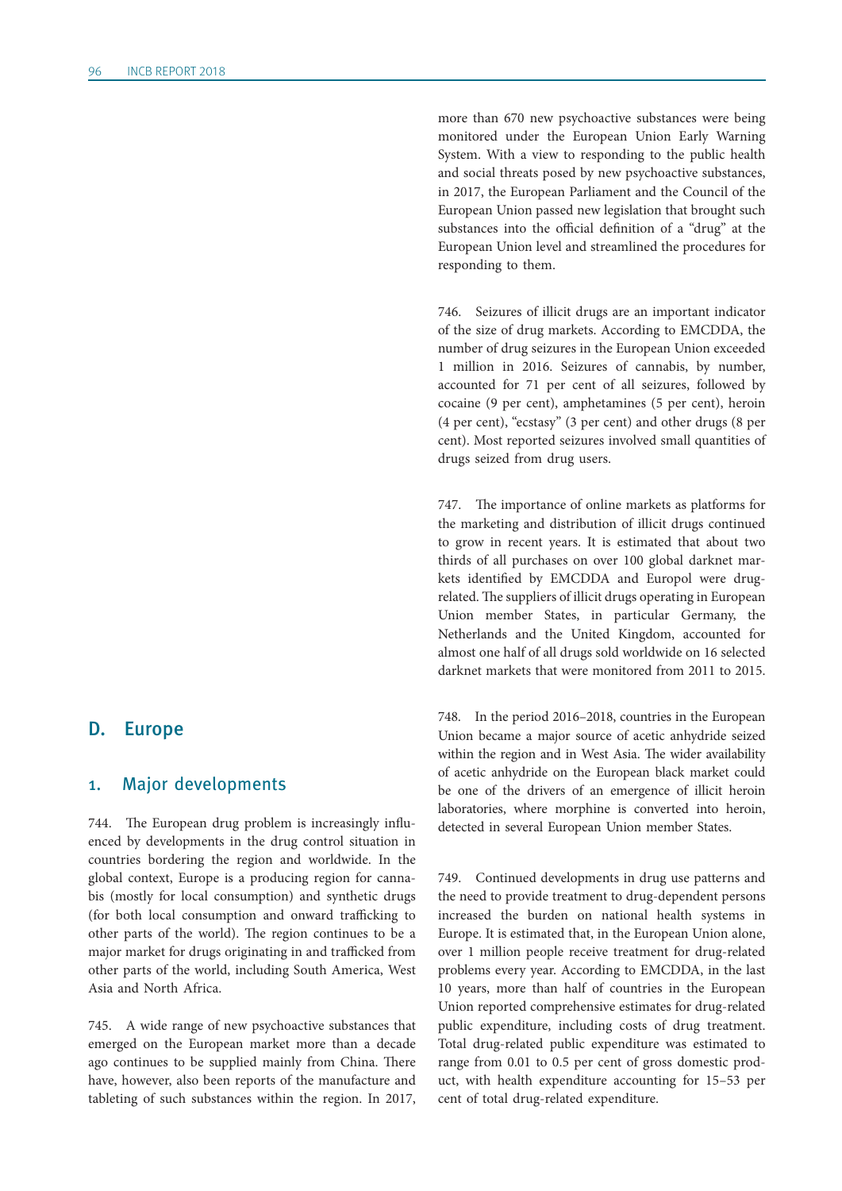## D. Europe

### 1. Major developments

744. The European drug problem is increasingly influenced by developments in the drug control situation in countries bordering the region and worldwide. In the global context, Europe is a producing region for cannabis (mostly for local consumption) and synthetic drugs (for both local consumption and onward trafficking to other parts of the world). The region continues to be a major market for drugs originating in and trafficked from other parts of the world, including South America, West Asia and North Africa.

745. A wide range of new psychoactive substances that emerged on the European market more than a decade ago continues to be supplied mainly from China. There have, however, also been reports of the manufacture and tableting of such substances within the region. In 2017, more than 670 new psychoactive substances were being monitored under the European Union Early Warning System. With a view to responding to the public health and social threats posed by new psychoactive substances, in 2017, the European Parliament and the Council of the European Union passed new legislation that brought such substances into the official definition of a "drug" at the European Union level and streamlined the procedures for responding to them.

746. Seizures of illicit drugs are an important indicator of the size of drug markets. According to EMCDDA, the number of drug seizures in the European Union exceeded 1 million in 2016. Seizures of cannabis, by number, accounted for 71 per cent of all seizures, followed by cocaine (9 per cent), amphetamines (5 per cent), heroin (4 per cent), "ecstasy" (3 per cent) and other drugs (8 per cent). Most reported seizures involved small quantities of drugs seized from drug users.

747. The importance of online markets as platforms for the marketing and distribution of illicit drugs continued to grow in recent years. It is estimated that about two thirds of all purchases on over 100 global darknet markets identified by EMCDDA and Europol were drug-related. The suppliers of illicit drugs operating in European Union member States, in particular Germany, the Netherlands and the United Kingdom, accounted for almost one half of all drugs sold worldwide on 16 selected darknet markets that were monitored from 2011 to 2015.

748. In the period 2016–2018, countries in the European Union became a major source of acetic anhydride seized within the region and in West Asia. The wider availability of acetic anhydride on the European black market could be one of the drivers of an emergence of illicit heroin laboratories, where morphine is converted into heroin, detected in several European Union member States.

749. Continued developments in drug use patterns and the need to provide treatment to drug-dependent persons increased the burden on national health systems in Europe. It is estimated that, in the European Union alone, over 1 million people receive treatment for drug-related problems every year. According to EMCDDA, in the last 10 years, more than half of countries in the European Union reported comprehensive estimates for drug-related public expenditure, including costs of drug treatment. Total drug-related public expenditure was estimated to range from 0.01 to 0.5 per cent of gross domestic product, with health expenditure accounting for 15–53 per cent of total drug-related expenditure.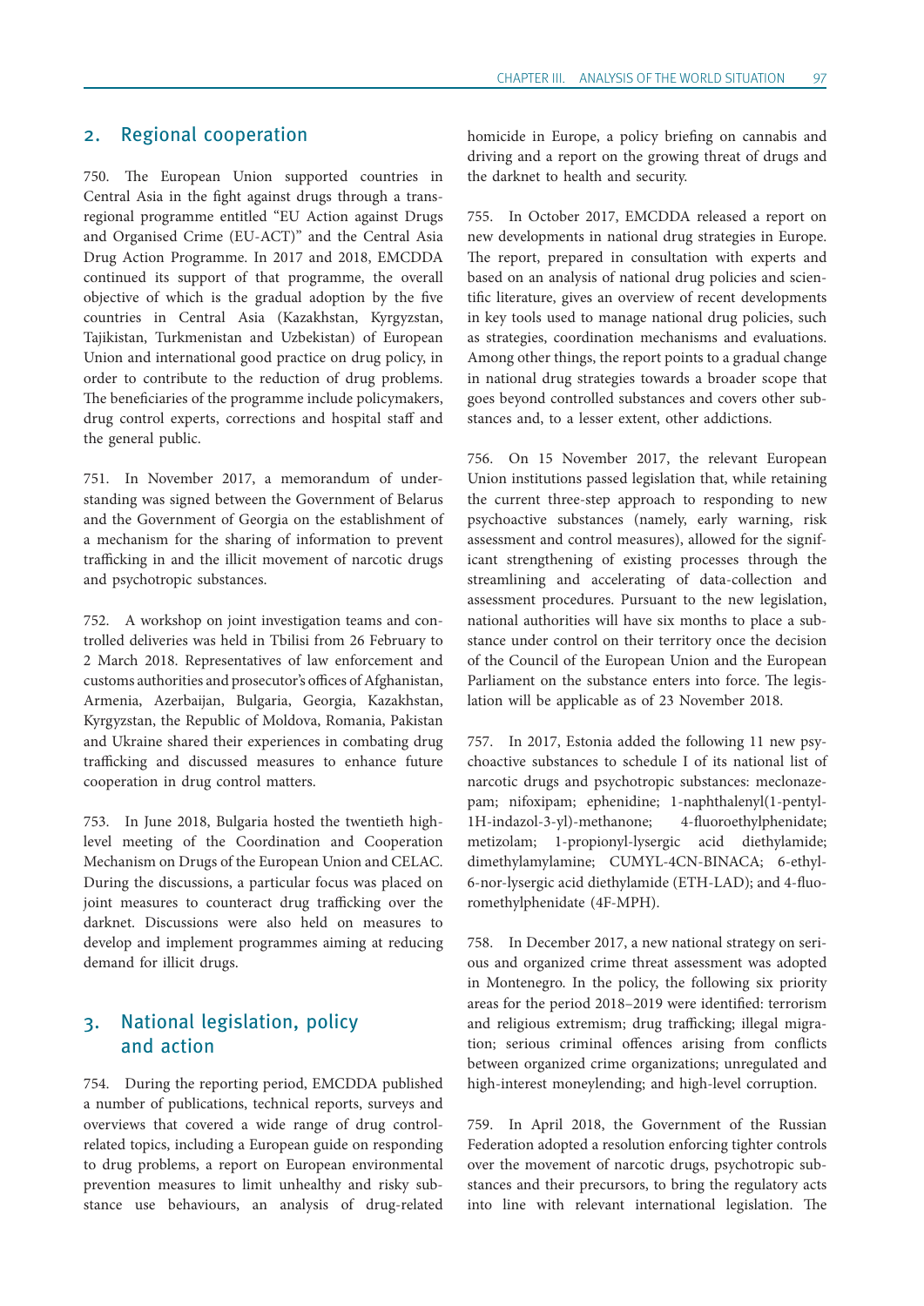## 2. Regional cooperation

750. The European Union supported countries in Central Asia in the fight against drugs through a trans-regional programme entitled "EU Action against Drugs and Organised Crime (EU-ACT)" and the Central Asia Drug Action Programme. In 2017 and 2018, EMCDDA continued its support of that programme, the overall objective of which is the gradual adoption by the five countries in Central Asia (Kazakhstan, Kyrgyzstan, Tajikistan, Turkmenistan and Uzbekistan) of European Union and international good practice on drug policy, in order to contribute to the reduction of drug problems. The beneficiaries of the programme include policymakers, drug control experts, corrections and hospital staff and the general public.

751. In November 2017, a memorandum of understanding was signed between the Government of Belarus and the Government of Georgia on the establishment of a mechanism for the sharing of information to prevent trafficking in and the illicit movement of narcotic drugs and psychotropic substances.

752. A workshop on joint investigation teams and controlled deliveries was held in Tbilisi from 26 February to 2 March 2018. Representatives of law enforcement and customs authorities and prosecutor's offices of Afghanistan, Armenia, Azerbaijan, Bulgaria, Georgia, Kazakhstan, Kyrgyzstan, the Republic of Moldova, Romania, Pakistan and Ukraine shared their experiences in combating drug trafficking and discussed measures to enhance future cooperation in drug control matters.

753. In June 2018, Bulgaria hosted the twentieth high-level meeting of the Coordination and Cooperation Mechanism on Drugs of the European Union and CELAC. During the discussions, a particular focus was placed on joint measures to counteract drug trafficking over the darknet. Discussions were also held on measures to develop and implement programmes aiming at reducing demand for illicit drugs.

## 3. National legislation, policy and action

754. During the reporting period, EMCDDA published a number of publications, technical reports, surveys and overviews that covered a wide range of drug control-related topics, including a European guide on responding to drug problems, a report on European environmental prevention measures to limit unhealthy and risky substance use behaviours, an analysis of drug-related homicide in Europe, a policy briefing on cannabis and driving and a report on the growing threat of drugs and the darknet to health and security.

755. In October 2017, EMCDDA released a report on new developments in national drug strategies in Europe. The report, prepared in consultation with experts and based on an analysis of national drug policies and scientific literature, gives an overview of recent developments in key tools used to manage national drug policies, such as strategies, coordination mechanisms and evaluations. Among other things, the report points to a gradual change in national drug strategies towards a broader scope that goes beyond controlled substances and covers other substances and, to a lesser extent, other addictions.

756. On 15 November 2017, the relevant European Union institutions passed legislation that, while retaining the current three-step approach to responding to new psychoactive substances (namely, early warning, risk assessment and control measures), allowed for the significant strengthening of existing processes through the streamlining and accelerating of data-collection and assessment procedures. Pursuant to the new legislation, national authorities will have six months to place a substance under control on their territory once the decision of the Council of the European Union and the European Parliament on the substance enters into force. The legislation will be applicable as of 23 November 2018.

757. In 2017, Estonia added the following 11 new psychoactive substances to schedule I of its national list of narcotic drugs and psychotropic substances: meclonazepam; nifoxipam; ephenidine; 1-naphthalenyl(1-pentyl-1H-indazol-3-yl)-methanone; 4-fluoroethylphenidate; metizolam; 1-propionyl-lysergic acid diethylamide; dimethylamylamine; CUMYL-4CN-BINACA; 6-ethyl-6-nor-lysergic acid diethylamide (ETH-LAD); and 4-fluoromethylphenidate (4F-MPH).

758. In December 2017, a new national strategy on serious and organized crime threat assessment was adopted in Montenegro. In the policy, the following six priority areas for the period 2018–2019 were identified: terrorism and religious extremism; drug trafficking; illegal migration; serious criminal offences arising from conflicts between organized crime organizations; unregulated and high-interest moneylending; and high-level corruption.

759. In April 2018, the Government of the Russian Federation adopted a resolution enforcing tighter controls over the movement of narcotic drugs, psychotropic substances and their precursors, to bring the regulatory acts into line with relevant international legislation. The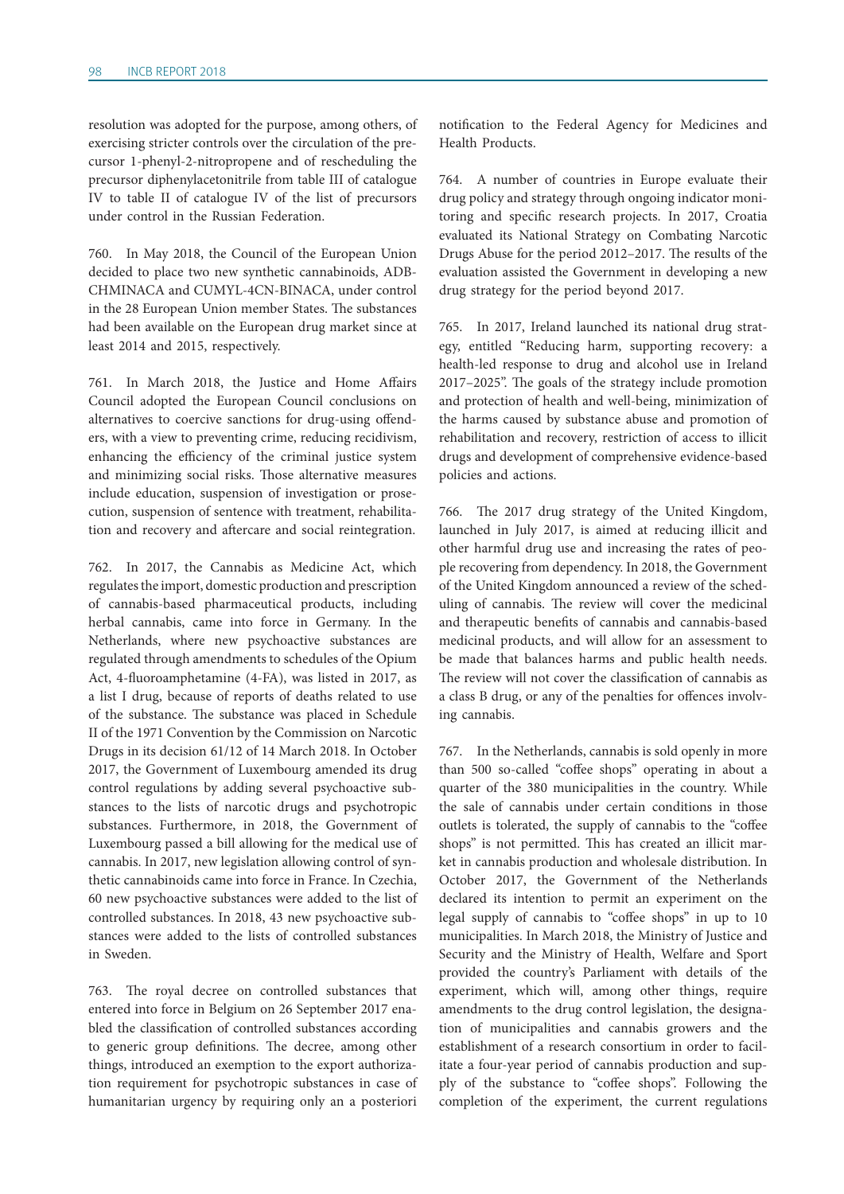resolution was adopted for the purpose, among others, of exercising stricter controls over the circulation of the precursor 1-phenyl-2-nitropropene and of rescheduling the precursor diphenylacetonitrile from table III of catalogue IV to table II of catalogue IV of the list of precursors under control in the Russian Federation.

760. In May 2018, the Council of the European Union decided to place two new synthetic cannabinoids, ADB-CHMINACA and CUMYL-4CN-BINACA, under control in the 28 European Union member States. The substances had been available on the European drug market since at least 2014 and 2015, respectively.

761. In March 2018, the Justice and Home Affairs Council adopted the European Council conclusions on alternatives to coercive sanctions for drug-using offenders, with a view to preventing crime, reducing recidivism, enhancing the efficiency of the criminal justice system and minimizing social risks. Those alternative measures include education, suspension of investigation or prosecution, suspension of sentence with treatment, rehabilitation and recovery and aftercare and social reintegration.

762. In 2017, the Cannabis as Medicine Act, which regulates the import, domestic production and prescription of cannabis-based pharmaceutical products, including herbal cannabis, came into force in Germany. In the Netherlands, where new psychoactive substances are regulated through amendments to schedules of the Opium Act, 4-fluoroamphetamine (4-FA), was listed in 2017, as a list I drug, because of reports of deaths related to use of the substance. The substance was placed in Schedule II of the 1971 Convention by the Commission on Narcotic Drugs in its decision 61/12 of 14 March 2018. In October 2017, the Government of Luxembourg amended its drug control regulations by adding several psychoactive substances to the lists of narcotic drugs and psychotropic substances. Furthermore, in 2018, the Government of Luxembourg passed a bill allowing for the medical use of cannabis. In 2017, new legislation allowing control of synthetic cannabinoids came into force in France. In Czechia, 60 new psychoactive substances were added to the list of controlled substances. In 2018, 43 new psychoactive substances were added to the lists of controlled substances in Sweden.

763. The royal decree on controlled substances that entered into force in Belgium on 26 September 2017 enabled the classification of controlled substances according to generic group definitions. The decree, among other things, introduced an exemption to the export authorization requirement for psychotropic substances in case of humanitarian urgency by requiring only an a posteriori notification to the Federal Agency for Medicines and Health Products.

764. A number of countries in Europe evaluate their drug policy and strategy through ongoing indicator monitoring and specific research projects. In 2017, Croatia evaluated its National Strategy on Combating Narcotic Drugs Abuse for the period 2012–2017. The results of the evaluation assisted the Government in developing a new drug strategy for the period beyond 2017.

765. In 2017, Ireland launched its national drug strategy, entitled "Reducing harm, supporting recovery: a health-led response to drug and alcohol use in Ireland 2017–2025". The goals of the strategy include promotion and protection of health and well-being, minimization of the harms caused by substance abuse and promotion of rehabilitation and recovery, restriction of access to illicit drugs and development of comprehensive evidence-based policies and actions.

766. The 2017 drug strategy of the United Kingdom, launched in July 2017, is aimed at reducing illicit and other harmful drug use and increasing the rates of people recovering from dependency. In 2018, the Government of the United Kingdom announced a review of the scheduling of cannabis. The review will cover the medicinal and therapeutic benefits of cannabis and cannabis-based medicinal products, and will allow for an assessment to be made that balances harms and public health needs. The review will not cover the classification of cannabis as a class B drug, or any of the penalties for offences involving cannabis.

767. In the Netherlands, cannabis is sold openly in more than 500 so-called "coffee shops" operating in about a quarter of the 380 municipalities in the country. While the sale of cannabis under certain conditions in those outlets is tolerated, the supply of cannabis to the "coffee shops" is not permitted. This has created an illicit market in cannabis production and wholesale distribution. In October 2017, the Government of the Netherlands declared its intention to permit an experiment on the legal supply of cannabis to "coffee shops" in up to 10 municipalities. In March 2018, the Ministry of Justice and Security and the Ministry of Health, Welfare and Sport provided the country's Parliament with details of the experiment, which will, among other things, require amendments to the drug control legislation, the designation of municipalities and cannabis growers and the establishment of a research consortium in order to facilitate a four-year period of cannabis production and supply of the substance to "coffee shops". Following the completion of the experiment, the current regulations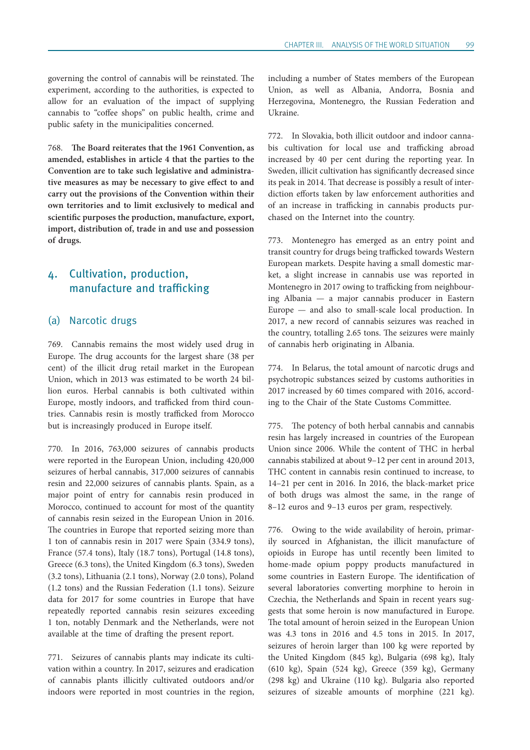governing the control of cannabis will be reinstated. The experiment, according to the authorities, is expected to allow for an evaluation of the impact of supplying cannabis to "coffee shops" on public health, crime and public safety in the municipalities concerned.

768. **The Board reiterates that the 1961 Convention, as amended, establishes in article 4 that the parties to the Convention are to take such legislative and administrative measures as may be necessary to give effect to and carry out the provisions of the Convention within their own territories and to limit exclusively to medical and scientific purposes the production, manufacture, export, import, distribution of, trade in and use and possession of drugs.**

## 4. Cultivation, production, manufacture and trafficking

### (a) Narcotic drugs

769. Cannabis remains the most widely used drug in Europe. The drug accounts for the largest share (38 per cent) of the illicit drug retail market in the European Union, which in 2013 was estimated to be worth 24 billion euros. Herbal cannabis is both cultivated within Europe, mostly indoors, and trafficked from third countries. Cannabis resin is mostly trafficked from Morocco but is increasingly produced in Europe itself.

770. In 2016, 763,000 seizures of cannabis products were reported in the European Union, including 420,000 seizures of herbal cannabis, 317,000 seizures of cannabis resin and 22,000 seizures of cannabis plants. Spain, as a major point of entry for cannabis resin produced in Morocco, continued to account for most of the quantity of cannabis resin seized in the European Union in 2016. The countries in Europe that reported seizing more than 1 ton of cannabis resin in 2017 were Spain (334.9 tons), France (57.4 tons), Italy (18.7 tons), Portugal (14.8 tons), Greece (6.3 tons), the United Kingdom (6.3 tons), Sweden (3.2 tons), Lithuania (2.1 tons), Norway (2.0 tons), Poland (1.2 tons) and the Russian Federation (1.1 tons). Seizure data for 2017 for some countries in Europe that have repeatedly reported cannabis resin seizures exceeding 1 ton, notably Denmark and the Netherlands, were not available at the time of drafting the present report.

771. Seizures of cannabis plants may indicate its cultivation within a country. In 2017, seizures and eradication of cannabis plants illicitly cultivated outdoors and/or indoors were reported in most countries in the region, including a number of States members of the European Union, as well as Albania, Andorra, Bosnia and Herzegovina, Montenegro, the Russian Federation and Ukraine.

772. In Slovakia, both illicit outdoor and indoor cannabis cultivation for local use and trafficking abroad increased by 40 per cent during the reporting year. In Sweden, illicit cultivation has significantly decreased since its peak in 2014. That decrease is possibly a result of interdiction efforts taken by law enforcement authorities and of an increase in trafficking in cannabis products purchased on the Internet into the country.

773. Montenegro has emerged as an entry point and transit country for drugs being trafficked towards Western European markets. Despite having a small domestic market, a slight increase in cannabis use was reported in Montenegro in 2017 owing to trafficking from neighbouring Albania — a major cannabis producer in Eastern Europe — and also to small-scale local production. In 2017, a new record of cannabis seizures was reached in the country, totalling 2.65 tons. The seizures were mainly of cannabis herb originating in Albania.

774. In Belarus, the total amount of narcotic drugs and psychotropic substances seized by customs authorities in 2017 increased by 60 times compared with 2016, according to the Chair of the State Customs Committee.

775. The potency of both herbal cannabis and cannabis resin has largely increased in countries of the European Union since 2006. While the content of THC in herbal cannabis stabilized at about 9–12 per cent in around 2013, THC content in cannabis resin continued to increase, to 14–21 per cent in 2016. In 2016, the black-market price of both drugs was almost the same, in the range of 8–12 euros and 9–13 euros per gram, respectively.

776. Owing to the wide availability of heroin, primarily sourced in Afghanistan, the illicit manufacture of opioids in Europe has until recently been limited to home-made opium poppy products manufactured in some countries in Eastern Europe. The identification of several laboratories converting morphine to heroin in Czechia, the Netherlands and Spain in recent years suggests that some heroin is now manufactured in Europe. The total amount of heroin seized in the European Union was 4.3 tons in 2016 and 4.5 tons in 2015. In 2017, seizures of heroin larger than 100 kg were reported by the United Kingdom (845 kg), Bulgaria (698 kg), Italy (610 kg), Spain (524 kg), Greece (359 kg), Germany (298 kg) and Ukraine (110 kg). Bulgaria also reported seizures of sizeable amounts of morphine (221 kg).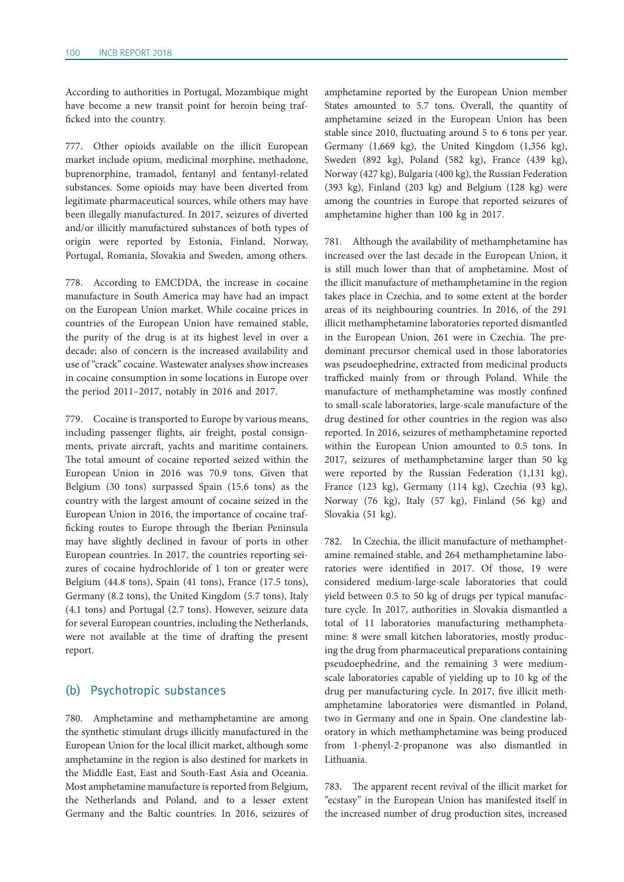According to authorities in Portugal, Mozambique might have become a new transit point for heroin being trafficked into the country.

777. Other opioids available on the illicit European market include opium, medicinal morphine, methadone, buprenorphine, tramadol, fentanyl and fentanyl-related substances. Some opioids may have been diverted from legitimate pharmaceutical sources, while others may have been illegally manufactured. In 2017, seizures of diverted and/or illicitly manufactured substances of both types of origin were reported by Estonia, Finland, Norway, Portugal, Romania, Slovakia and Sweden, among others.

778. According to EMCDDA, the increase in cocaine manufacture in South America may have had an impact on the European Union market. While cocaine prices in countries of the European Union have remained stable, the purity of the drug is at its highest level in over a decade; also of concern is the increased availability and use of "crack" cocaine. Wastewater analyses show increases in cocaine consumption in some locations in Europe over the period 2011–2017, notably in 2016 and 2017.

779. Cocaine is transported to Europe by various means, including passenger flights, air freight, postal consignments, private aircraft, yachts and maritime containers. The total amount of cocaine reported seized within the European Union in 2016 was 70.9 tons. Given that Belgium (30 tons) surpassed Spain (15.6 tons) as the country with the largest amount of cocaine seized in the European Union in 2016, the importance of cocaine trafficking routes to Europe through the Iberian Peninsula may have slightly declined in favour of ports in other European countries. In 2017, the countries reporting seizures of cocaine hydrochloride of 1 ton or greater were Belgium (44.8 tons), Spain (41 tons), France (17.5 tons), Germany (8.2 tons), the United Kingdom (5.7 tons), Italy (4.1 tons) and Portugal (2.7 tons). However, seizure data for several European countries, including the Netherlands, were not available at the time of drafting the present report.

### (b) Psychotropic substances

780. Amphetamine and methamphetamine are among the synthetic stimulant drugs illicitly manufactured in the European Union for the local illicit market, although some amphetamine in the region is also destined for markets in the Middle East, East and South-East Asia and Oceania. Most amphetamine manufacture is reported from Belgium, the Netherlands and Poland, and to a lesser extent Germany and the Baltic countries. In 2016, seizures of amphetamine reported by the European Union member States amounted to 5.7 tons. Overall, the quantity of amphetamine seized in the European Union has been stable since 2010, fluctuating around 5 to 6 tons per year. Germany (1,669 kg), the United Kingdom (1,356 kg), Sweden (892 kg), Poland (582 kg), France (439 kg), Norway (427 kg), Bulgaria (400 kg), the Russian Federation (393 kg), Finland (203 kg) and Belgium (128 kg) were among the countries in Europe that reported seizures of amphetamine higher than 100 kg in 2017.

781. Although the availability of methamphetamine has increased over the last decade in the European Union, it is still much lower than that of amphetamine. Most of the illicit manufacture of methamphetamine in the region takes place in Czechia, and to some extent at the border areas of its neighbouring countries. In 2016, of the 291 illicit methamphetamine laboratories reported dismantled in the European Union, 261 were in Czechia. The predominant precursor chemical used in those laboratories was pseudoephedrine, extracted from medicinal products trafficked mainly from or through Poland. While the manufacture of methamphetamine was mostly confined to small-scale laboratories, large-scale manufacture of the drug destined for other countries in the region was also reported. In 2016, seizures of methamphetamine reported within the European Union amounted to 0.5 tons. In 2017, seizures of methamphetamine larger than 50 kg were reported by the Russian Federation (1,131 kg), France (123 kg), Germany (114 kg), Czechia (93 kg), Norway (76 kg), Italy (57 kg), Finland (56 kg) and Slovakia (51 kg).

782. In Czechia, the illicit manufacture of methamphetamine remained stable, and 264 methamphetamine laboratories were identified in 2017. Of those, 19 were considered medium-large-scale laboratories that could yield between 0.5 to 50 kg of drugs per typical manufacture cycle. In 2017, authorities in Slovakia dismantled a total of 11 laboratories manufacturing methamphetamine: 8 were small kitchen laboratories, mostly producing the drug from pharmaceutical preparations containing pseudoephedrine, and the remaining 3 were medium-scale laboratories capable of yielding up to 10 kg of the drug per manufacturing cycle. In 2017, five illicit methamphetamine laboratories were dismantled in Poland, two in Germany and one in Spain. One clandestine laboratory in which methamphetamine was being produced from 1-phenyl-2-propanone was also dismantled in Lithuania.

783. The apparent recent revival of the illicit market for "ecstasy" in the European Union has manifested itself in the increased number of drug production sites, increased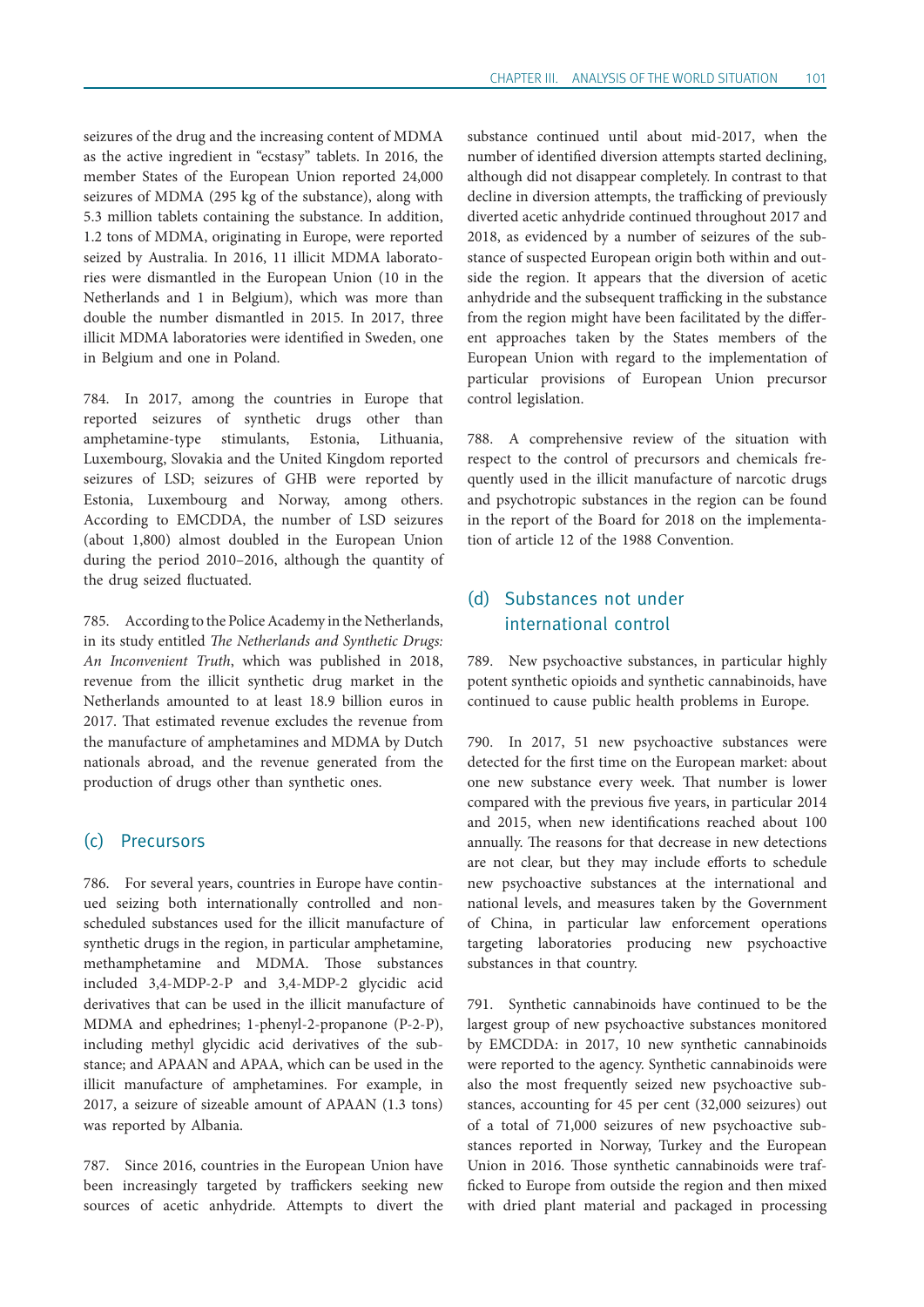seizures of the drug and the increasing content of MDMA as the active ingredient in "ecstasy" tablets. In 2016, the member States of the European Union reported 24,000 seizures of MDMA (295 kg of the substance), along with 5.3 million tablets containing the substance. In addition, 1.2 tons of MDMA, originating in Europe, were reported seized by Australia. In 2016, 11 illicit MDMA laboratories were dismantled in the European Union (10 in the Netherlands and 1 in Belgium), which was more than double the number dismantled in 2015. In 2017, three illicit MDMA laboratories were identified in Sweden, one in Belgium and one in Poland.

784. In 2017, among the countries in Europe that reported seizures of synthetic drugs other than amphetamine-type stimulants, Estonia, Lithuania, Luxembourg, Slovakia and the United Kingdom reported seizures of LSD; seizures of GHB were reported by Estonia, Luxembourg and Norway, among others. According to EMCDDA, the number of LSD seizures (about 1,800) almost doubled in the European Union during the period 2010–2016, although the quantity of the drug seized fluctuated.

785. According to the Police Academy in the Netherlands, in its study entitled *The Netherlands and Synthetic Drugs: An Inconvenient Truth*, which was published in 2018, revenue from the illicit synthetic drug market in the Netherlands amounted to at least 18.9 billion euros in 2017. That estimated revenue excludes the revenue from the manufacture of amphetamines and MDMA by Dutch nationals abroad, and the revenue generated from the production of drugs other than synthetic ones.

### (c) Precursors

786. For several years, countries in Europe have continued seizing both internationally controlled and non-scheduled substances used for the illicit manufacture of synthetic drugs in the region, in particular amphetamine, methamphetamine and MDMA. Those substances included 3,4-MDP-2-P and 3,4-MDP-2 glycidic acid derivatives that can be used in the illicit manufacture of MDMA and ephedrines; 1-phenyl-2-propanone (P-2-P), including methyl glycidic acid derivatives of the substance; and APAAN and APAA, which can be used in the illicit manufacture of amphetamines. For example, in 2017, a seizure of sizeable amount of APAAN (1.3 tons) was reported by Albania.

787. Since 2016, countries in the European Union have been increasingly targeted by traffickers seeking new sources of acetic anhydride. Attempts to divert the substance continued until about mid-2017, when the number of identified diversion attempts started declining, although did not disappear completely. In contrast to that decline in diversion attempts, the trafficking of previously diverted acetic anhydride continued throughout 2017 and 2018, as evidenced by a number of seizures of the substance of suspected European origin both within and outside the region. It appears that the diversion of acetic anhydride and the subsequent trafficking in the substance from the region might have been facilitated by the different approaches taken by the States members of the European Union with regard to the implementation of particular provisions of European Union precursor control legislation.

788. A comprehensive review of the situation with respect to the control of precursors and chemicals frequently used in the illicit manufacture of narcotic drugs and psychotropic substances in the region can be found in the report of the Board for 2018 on the implementation of article 12 of the 1988 Convention.

### (d) Substances not under international control

789. New psychoactive substances, in particular highly potent synthetic opioids and synthetic cannabinoids, have continued to cause public health problems in Europe.

790. In 2017, 51 new psychoactive substances were detected for the first time on the European market: about one new substance every week. That number is lower compared with the previous five years, in particular 2014 and 2015, when new identifications reached about 100 annually. The reasons for that decrease in new detections are not clear, but they may include efforts to schedule new psychoactive substances at the international and national levels, and measures taken by the Government of China, in particular law enforcement operations targeting laboratories producing new psychoactive substances in that country.

791. Synthetic cannabinoids have continued to be the largest group of new psychoactive substances monitored by EMCDDA: in 2017, 10 new synthetic cannabinoids were reported to the agency. Synthetic cannabinoids were also the most frequently seized new psychoactive substances, accounting for 45 per cent (32,000 seizures) out of a total of 71,000 seizures of new psychoactive substances reported in Norway, Turkey and the European Union in 2016. Those synthetic cannabinoids were trafficked to Europe from outside the region and then mixed with dried plant material and packaged in processing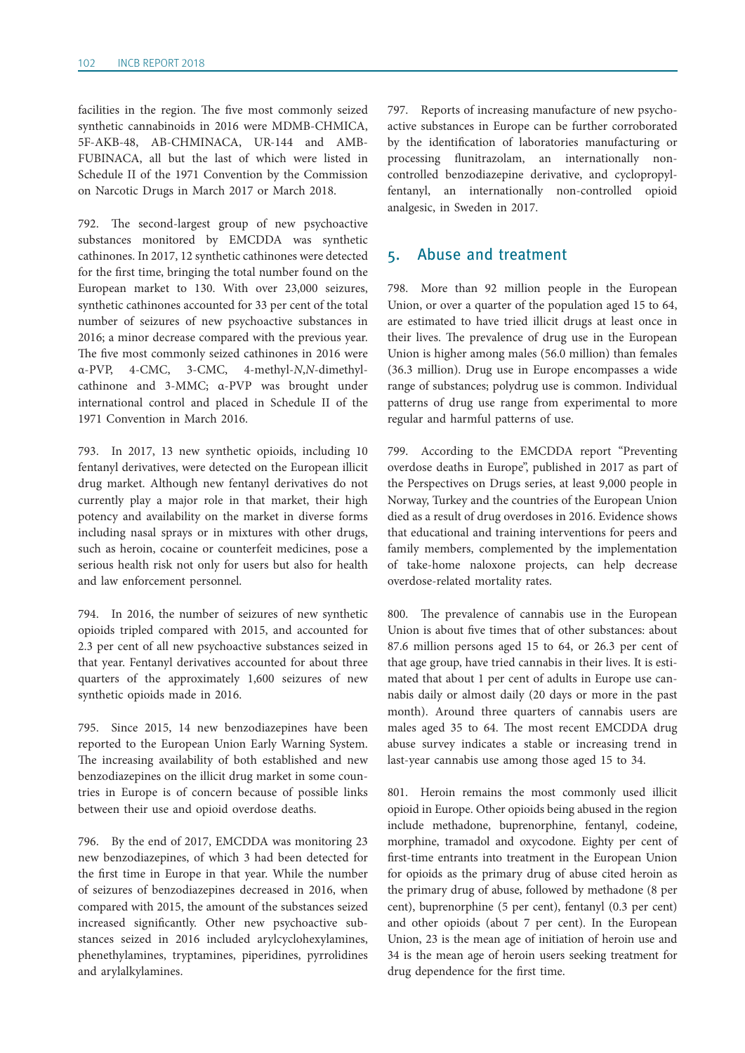facilities in the region. The five most commonly seized synthetic cannabinoids in 2016 were MDMB-CHMICA, 5F-AKB-48, AB-CHMINACA, UR-144 and AMB-FUBINACA, all but the last of which were listed in Schedule II of the 1971 Convention by the Commission on Narcotic Drugs in March 2017 or March 2018.

792. The second-largest group of new psychoactive substances monitored by EMCDDA was synthetic cathinones. In 2017, 12 synthetic cathinones were detected for the first time, bringing the total number found on the European market to 130. With over 23,000 seizures, synthetic cathinones accounted for 33 per cent of the total number of seizures of new psychoactive substances in 2016; a minor decrease compared with the previous year. The five most commonly seized cathinones in 2016 were α-PVP, 4-CMC, 3-CMC, 4-methyl-*N*,*N*-dimethylcathinone and 3-MMC; α-PVP was brought under international control and placed in Schedule II of the 1971 Convention in March 2016.

793. In 2017, 13 new synthetic opioids, including 10 fentanyl derivatives, were detected on the European illicit drug market. Although new fentanyl derivatives do not currently play a major role in that market, their high potency and availability on the market in diverse forms including nasal sprays or in mixtures with other drugs, such as heroin, cocaine or counterfeit medicines, pose a serious health risk not only for users but also for health and law enforcement personnel.

794. In 2016, the number of seizures of new synthetic opioids tripled compared with 2015, and accounted for 2.3 per cent of all new psychoactive substances seized in that year. Fentanyl derivatives accounted for about three quarters of the approximately 1,600 seizures of new synthetic opioids made in 2016.

795. Since 2015, 14 new benzodiazepines have been reported to the European Union Early Warning System. The increasing availability of both established and new benzodiazepines on the illicit drug market in some countries in Europe is of concern because of possible links between their use and opioid overdose deaths.

796. By the end of 2017, EMCDDA was monitoring 23 new benzodiazepines, of which 3 had been detected for the first time in Europe in that year. While the number of seizures of benzodiazepines decreased in 2016, when compared with 2015, the amount of the substances seized increased significantly. Other new psychoactive substances seized in 2016 included arylcyclohexylamines, phenethylamines, tryptamines, piperidines, pyrrolidines and arylalkylamines.

797. Reports of increasing manufacture of new psychoactive substances in Europe can be further corroborated by the identification of laboratories manufacturing or processing flunitrazolam, an internationally non-controlled benzodiazepine derivative, and cyclopropylfentanyl, an internationally non-controlled opioid analgesic, in Sweden in 2017.

## 5. Abuse and treatment

798. More than 92 million people in the European Union, or over a quarter of the population aged 15 to 64, are estimated to have tried illicit drugs at least once in their lives. The prevalence of drug use in the European Union is higher among males (56.0 million) than females (36.3 million). Drug use in Europe encompasses a wide range of substances; polydrug use is common. Individual patterns of drug use range from experimental to more regular and harmful patterns of use.

799. According to the EMCDDA report "Preventing overdose deaths in Europe", published in 2017 as part of the Perspectives on Drugs series, at least 9,000 people in Norway, Turkey and the countries of the European Union died as a result of drug overdoses in 2016. Evidence shows that educational and training interventions for peers and family members, complemented by the implementation of take-home naloxone projects, can help decrease overdose-related mortality rates.

800. The prevalence of cannabis use in the European Union is about five times that of other substances: about 87.6 million persons aged 15 to 64, or 26.3 per cent of that age group, have tried cannabis in their lives. It is estimated that about 1 per cent of adults in Europe use cannabis daily or almost daily (20 days or more in the past month). Around three quarters of cannabis users are males aged 35 to 64. The most recent EMCDDA drug abuse survey indicates a stable or increasing trend in last-year cannabis use among those aged 15 to 34.

801. Heroin remains the most commonly used illicit opioid in Europe. Other opioids being abused in the region include methadone, buprenorphine, fentanyl, codeine, morphine, tramadol and oxycodone. Eighty per cent of first-time entrants into treatment in the European Union for opioids as the primary drug of abuse cited heroin as the primary drug of abuse, followed by methadone (8 per cent), buprenorphine (5 per cent), fentanyl (0.3 per cent) and other opioids (about 7 per cent). In the European Union, 23 is the mean age of initiation of heroin use and 34 is the mean age of heroin users seeking treatment for drug dependence for the first time.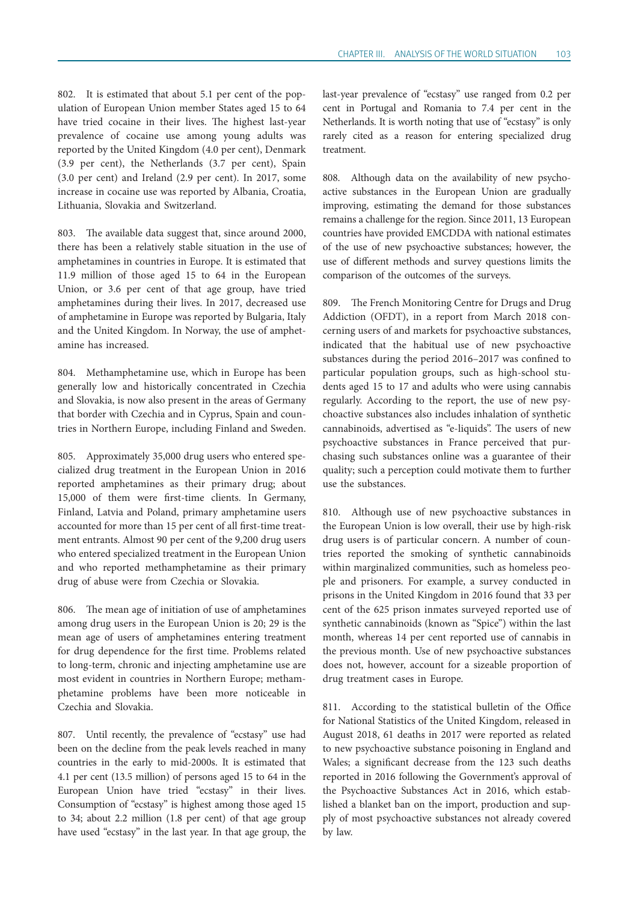802. It is estimated that about 5.1 per cent of the population of European Union member States aged 15 to 64 have tried cocaine in their lives. The highest last-year prevalence of cocaine use among young adults was reported by the United Kingdom (4.0 per cent), Denmark (3.9 per cent), the Netherlands (3.7 per cent), Spain (3.0 per cent) and Ireland (2.9 per cent). In 2017, some increase in cocaine use was reported by Albania, Croatia, Lithuania, Slovakia and Switzerland.

803. The available data suggest that, since around 2000, there has been a relatively stable situation in the use of amphetamines in countries in Europe. It is estimated that 11.9 million of those aged 15 to 64 in the European Union, or 3.6 per cent of that age group, have tried amphetamines during their lives. In 2017, decreased use of amphetamine in Europe was reported by Bulgaria, Italy and the United Kingdom. In Norway, the use of amphetamine has increased.

804. Methamphetamine use, which in Europe has been generally low and historically concentrated in Czechia and Slovakia, is now also present in the areas of Germany that border with Czechia and in Cyprus, Spain and countries in Northern Europe, including Finland and Sweden.

805. Approximately 35,000 drug users who entered specialized drug treatment in the European Union in 2016 reported amphetamines as their primary drug; about 15,000 of them were first-time clients. In Germany, Finland, Latvia and Poland, primary amphetamine users accounted for more than 15 per cent of all first-time treatment entrants. Almost 90 per cent of the 9,200 drug users who entered specialized treatment in the European Union and who reported methamphetamine as their primary drug of abuse were from Czechia or Slovakia.

806. The mean age of initiation of use of amphetamines among drug users in the European Union is 20; 29 is the mean age of users of amphetamines entering treatment for drug dependence for the first time. Problems related to long-term, chronic and injecting amphetamine use are most evident in countries in Northern Europe; methamphetamine problems have been more noticeable in Czechia and Slovakia.

807. Until recently, the prevalence of "ecstasy" use had been on the decline from the peak levels reached in many countries in the early to mid-2000s. It is estimated that 4.1 per cent (13.5 million) of persons aged 15 to 64 in the European Union have tried "ecstasy" in their lives. Consumption of "ecstasy" is highest among those aged 15 to 34; about 2.2 million (1.8 per cent) of that age group have used "ecstasy" in the last year. In that age group, the last-year prevalence of "ecstasy" use ranged from 0.2 per cent in Portugal and Romania to 7.4 per cent in the Netherlands. It is worth noting that use of "ecstasy" is only rarely cited as a reason for entering specialized drug treatment.

808. Although data on the availability of new psychoactive substances in the European Union are gradually improving, estimating the demand for those substances remains a challenge for the region. Since 2011, 13 European countries have provided EMCDDA with national estimates of the use of new psychoactive substances; however, the use of different methods and survey questions limits the comparison of the outcomes of the surveys.

809. The French Monitoring Centre for Drugs and Drug Addiction (OFDT), in a report from March 2018 concerning users of and markets for psychoactive substances, indicated that the habitual use of new psychoactive substances during the period 2016–2017 was confined to particular population groups, such as high-school students aged 15 to 17 and adults who were using cannabis regularly. According to the report, the use of new psychoactive substances also includes inhalation of synthetic cannabinoids, advertised as "e-liquids". The users of new psychoactive substances in France perceived that purchasing such substances online was a guarantee of their quality; such a perception could motivate them to further use the substances.

810. Although use of new psychoactive substances in the European Union is low overall, their use by high-risk drug users is of particular concern. A number of countries reported the smoking of synthetic cannabinoids within marginalized communities, such as homeless people and prisoners. For example, a survey conducted in prisons in the United Kingdom in 2016 found that 33 per cent of the 625 prison inmates surveyed reported use of synthetic cannabinoids (known as "Spice") within the last month, whereas 14 per cent reported use of cannabis in the previous month. Use of new psychoactive substances does not, however, account for a sizeable proportion of drug treatment cases in Europe.

811. According to the statistical bulletin of the Office for National Statistics of the United Kingdom, released in August 2018, 61 deaths in 2017 were reported as related to new psychoactive substance poisoning in England and Wales; a significant decrease from the 123 such deaths reported in 2016 following the Government's approval of the Psychoactive Substances Act in 2016, which established a blanket ban on the import, production and supply of most psychoactive substances not already covered by law.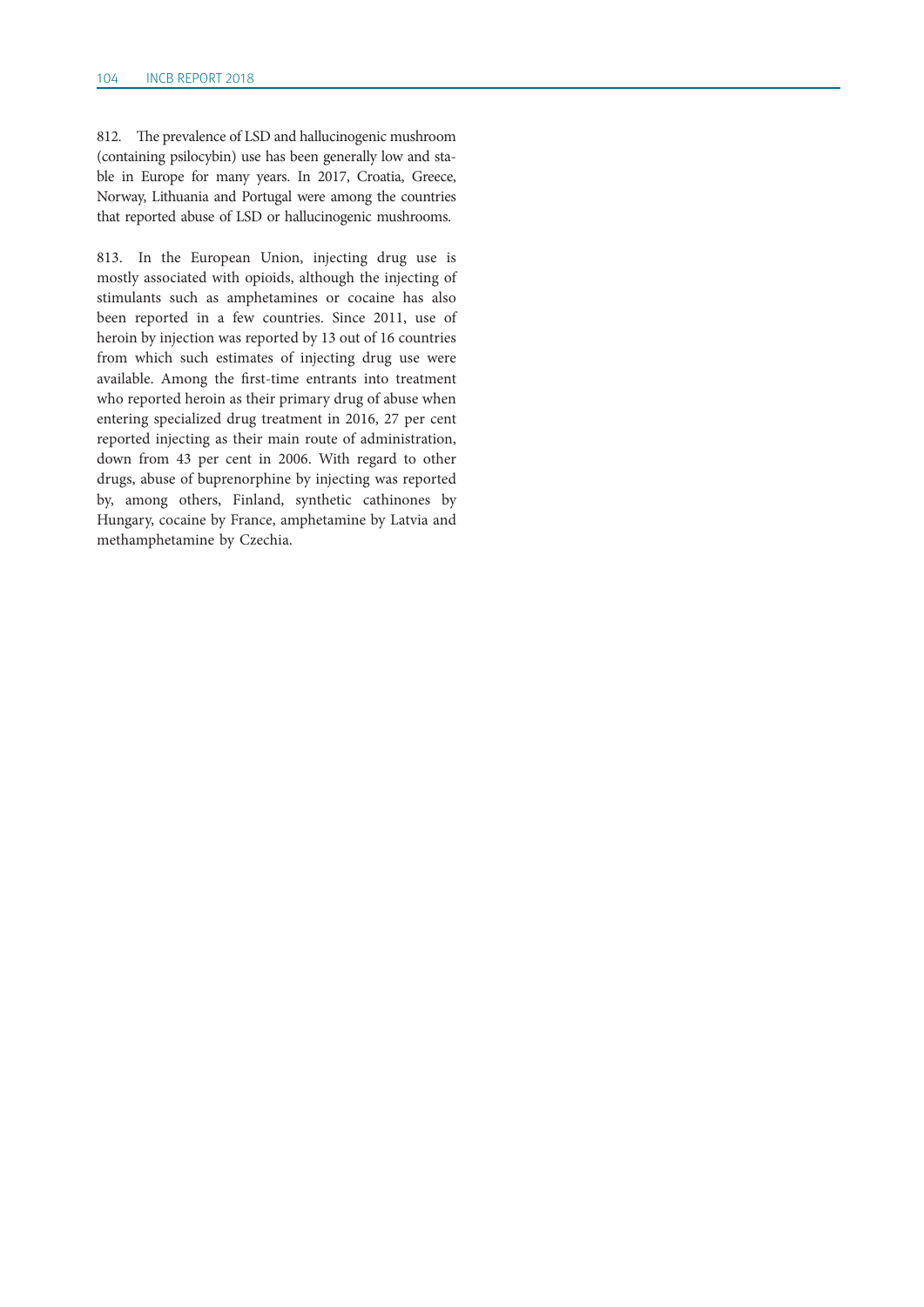812. The prevalence of LSD and hallucinogenic mushroom (containing psilocybin) use has been generally low and stable in Europe for many years. In 2017, Croatia, Greece, Norway, Lithuania and Portugal were among the countries that reported abuse of LSD or hallucinogenic mushrooms.

813. In the European Union, injecting drug use is mostly associated with opioids, although the injecting of stimulants such as amphetamines or cocaine has also been reported in a few countries. Since 2011, use of heroin by injection was reported by 13 out of 16 countries from which such estimates of injecting drug use were available. Among the first-time entrants into treatment who reported heroin as their primary drug of abuse when entering specialized drug treatment in 2016, 27 per cent reported injecting as their main route of administration, down from 43 per cent in 2006. With regard to other drugs, abuse of buprenorphine by injecting was reported by, among others, Finland, synthetic cathinones by Hungary, cocaine by France, amphetamine by Latvia and methamphetamine by Czechia.